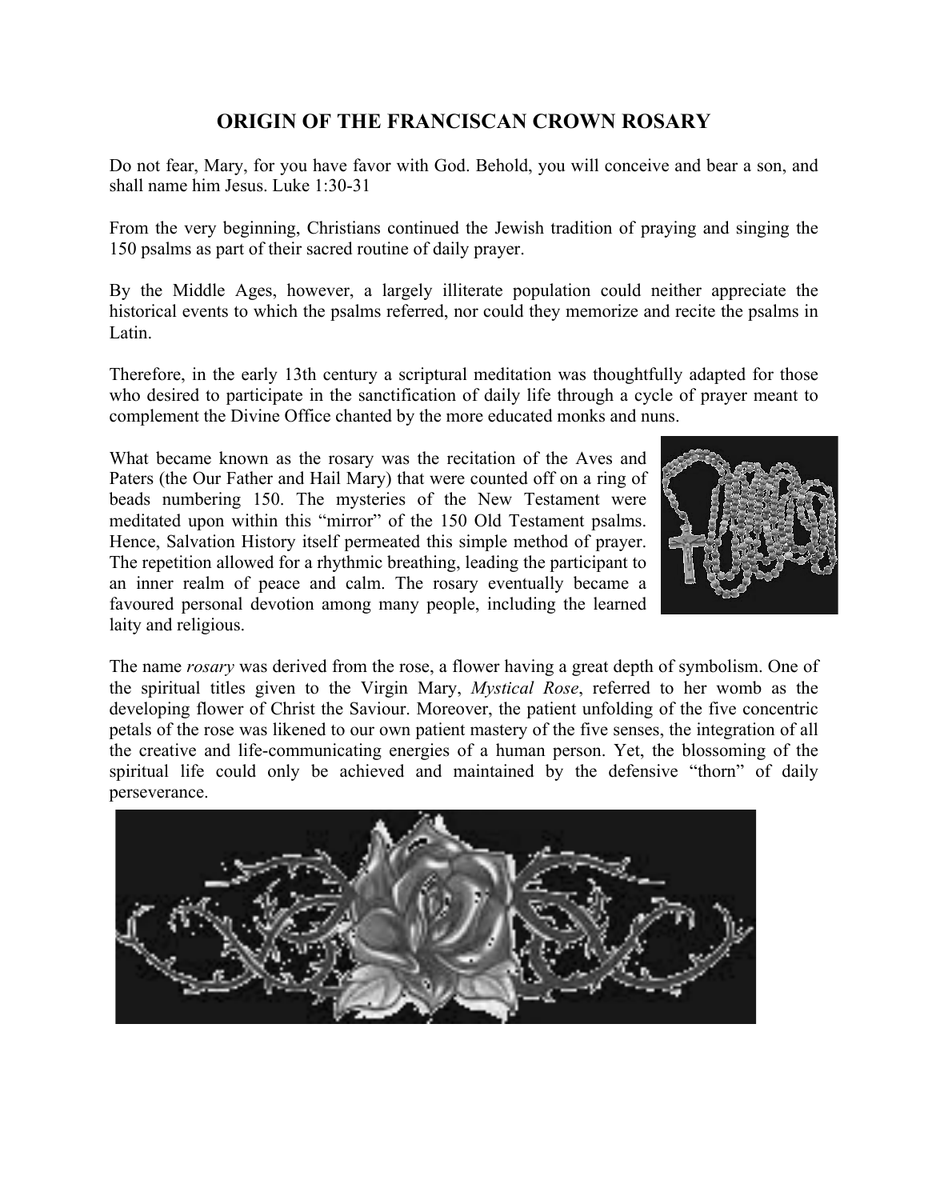# ORIGIN OF THE FRANCISCAN CROWN ROSARY

Do not fear, Mary, for you have favor with God. Behold, you will conceive and bear a son, and shall name him Jesus. Luke 1:30-31

From the very beginning, Christians continued the Jewish tradition of praying and singing the 150 psalms as part of their sacred routine of daily prayer.

By the Middle Ages, however, a largely illiterate population could neither appreciate the historical events to which the psalms referred, nor could they memorize and recite the psalms in Latin.

Therefore, in the early 13th century a scriptural meditation was thoughtfully adapted for those who desired to participate in the sanctification of daily life through a cycle of prayer meant to complement the Divine Office chanted by the more educated monks and nuns.

What became known as the rosary was the recitation of the Aves and Paters (the Our Father and Hail Mary) that were counted off on a ring of beads numbering 150. The mysteries of the New Testament were meditated upon within this "mirror" of the 150 Old Testament psalms. Hence, Salvation History itself permeated this simple method of prayer. The repetition allowed for a rhythmic breathing, leading the participant to an inner realm of peace and calm. The rosary eventually became a favoured personal devotion among many people, including the learned laity and religious.

The name *rosary* was derived from the rose, a flower having a great depth of symbolism. One of the spiritual titles given to the Virgin Mary, *Mystical Rose*, referred to her womb as the developing flower of Christ the Saviour. Moreover, the patient unfolding of the five concentric petals of the rose was likened to our own patient mastery of the five senses, the integration of all the creative and life-communicating energies of a human person. Yet, the blossoming of the spiritual life could only be achieved and maintained by the defensive "thorn" of daily perseverance.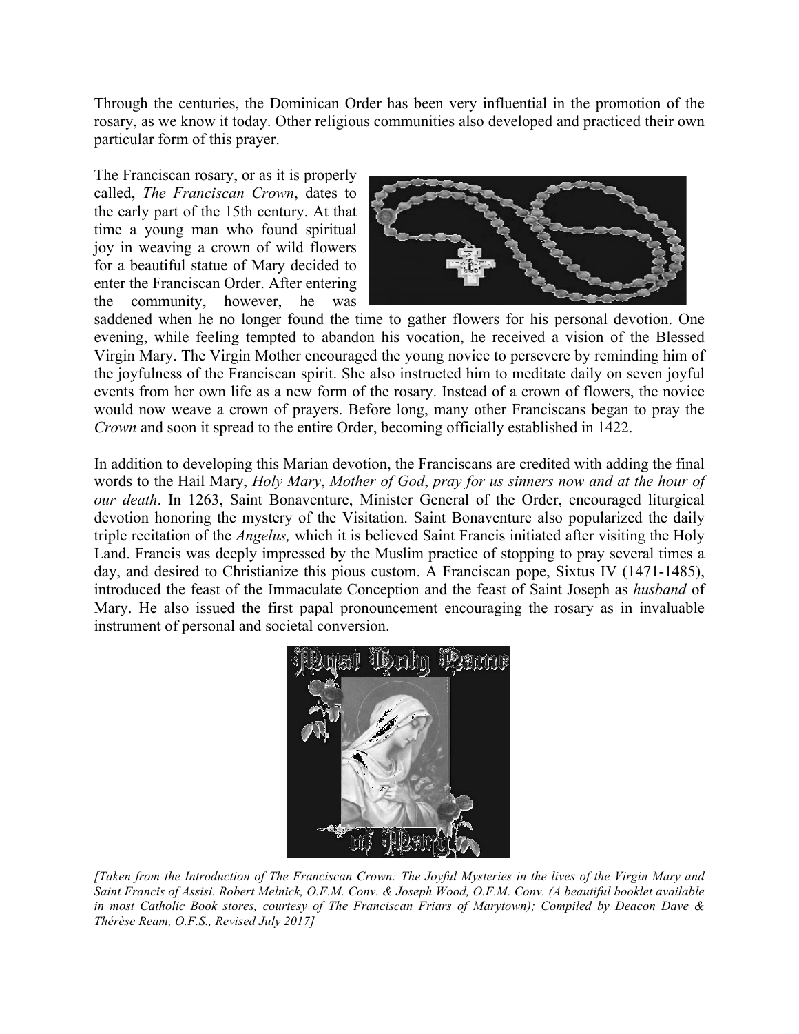Through the centuries, the Dominican Order has been very influential in the promotion of the rosary, as we know it today. Other religious communities also developed and practiced their own particular form of this prayer.

The Franciscan rosary, or as it is properly called, *The Franciscan Crown*, dates to the early part of the 15th century. At that time a young man who found spiritual joy in weaving a crown of wild flowers for a beautiful statue of Mary decided to enter the Franciscan Order. After entering the community, however, he was saddened when he no longer found the time to gather flowers for his personal devotion. One evening, while feeling tempted to abandon his vocation, he received a vision of the Blessed Virgin Mary. The Virgin Mother encouraged the young novice to persevere by reminding him of the joyfulness of the Franciscan spirit. She also instructed him to meditate daily on seven joyful events from her own life as a new form of the rosary. Instead of a crown of flowers, the novice would now weave a crown of prayers. Before long, many other Franciscans began to pray the *Crown* and soon it spread to the entire Order, becoming officially established in 1422.

In addition to developing this Marian devotion, the Franciscans are credited with adding the final words to the Hail Mary, *Holy Mary*, *Mother of God*, *pray for us sinners now and at the hour of our death*. In 1263, Saint Bonaventure, Minister General of the Order, encouraged liturgical devotion honoring the mystery of the Visitation. Saint Bonaventure also popularized the daily triple recitation of the *Angelus,* which it is believed Saint Francis initiated after visiting the Holy Land. Francis was deeply impressed by the Muslim practice of stopping to pray several times a day, and desired to Christianize this pious custom. A Franciscan pope, Sixtus IV (1471-1485), introduced the feast of the Immaculate Conception and the feast of Saint Joseph as *husband* of Mary. He also issued the first papal pronouncement encouraging the rosary as in invaluable instrument of personal and societal conversion.

Most Holy Name of Mary

*[Taken from the Introduction of The Franciscan Crown: The Joyful Mysteries in the lives of the Virgin Mary and Saint Francis of Assisi. Robert Melnick, O.F.M. Conv. & Joseph Wood, O.F.M. Conv. (A beautiful booklet available in most Catholic Book stores, courtesy of The Franciscan Friars of Marytown); Compiled by Deacon Dave & Thérèse Ream, O.F.S., Revised July 2017]*